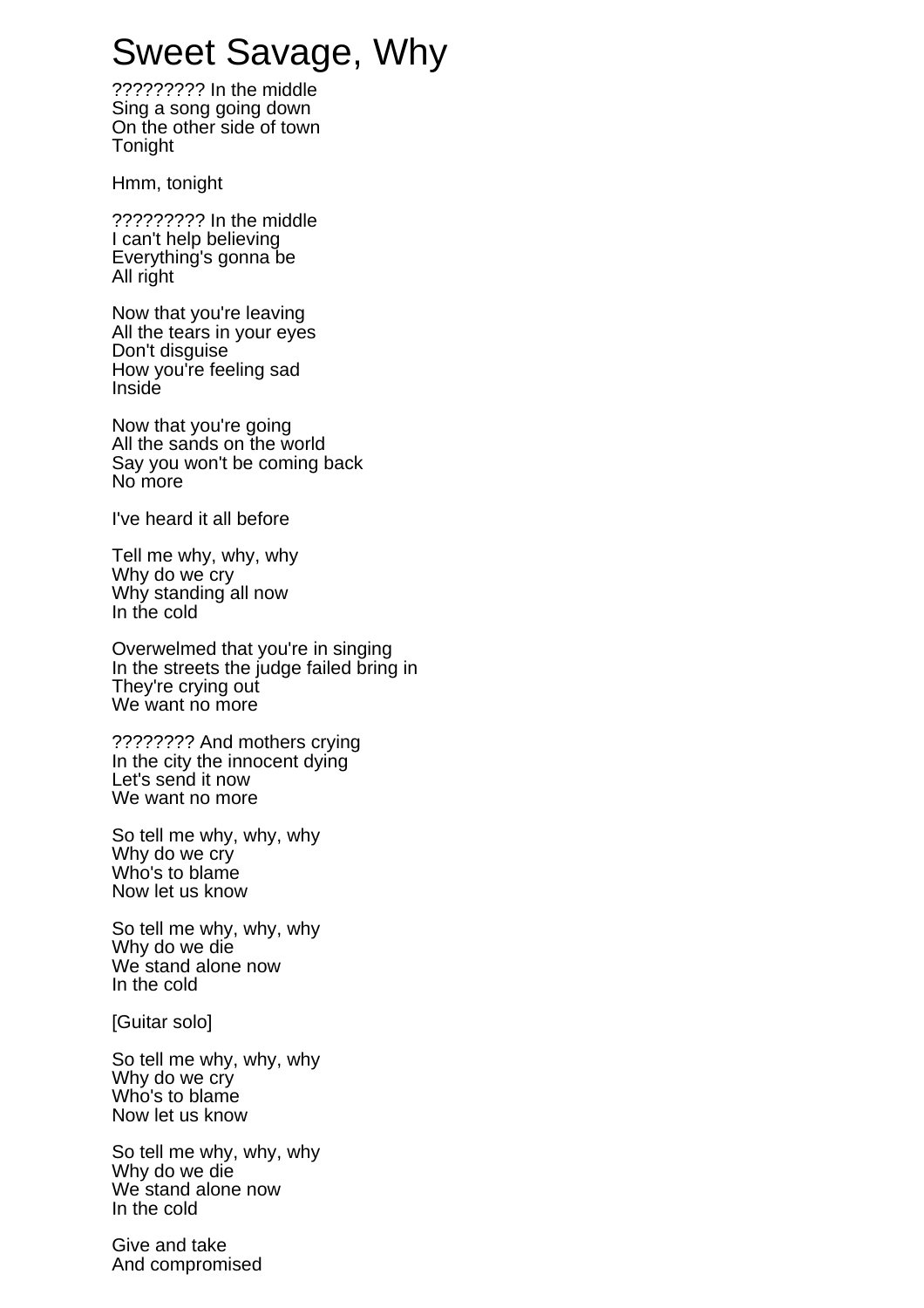# Sweet Savage, Why

????????? In the middle
Sing a song going down
On the other side of town
Tonight

Hmm, tonight

????????? In the middle
I can't help believing
Everything's gonna be
All right

Now that you're leaving
All the tears in your eyes
Don't disguise
How you're feeling sad
Inside

Now that you're going
All the sands on the world
Say you won't be coming back
No more

I've heard it all before

Tell me why, why, why
Why do we cry
Why standing all now
In the cold

Overwelmed that you're in singing
In the streets the judge failed bring in
They're crying out
We want no more

???????? And mothers crying
In the city the innocent dying
Let's send it now
We want no more

So tell me why, why, why
Why do we cry
Who's to blame
Now let us know

So tell me why, why, why
Why do we die
We stand alone now
In the cold

[Guitar solo]

So tell me why, why, why
Why do we cry
Who's to blame
Now let us know

So tell me why, why, why
Why do we die
We stand alone now
In the cold

Give and take
And compromised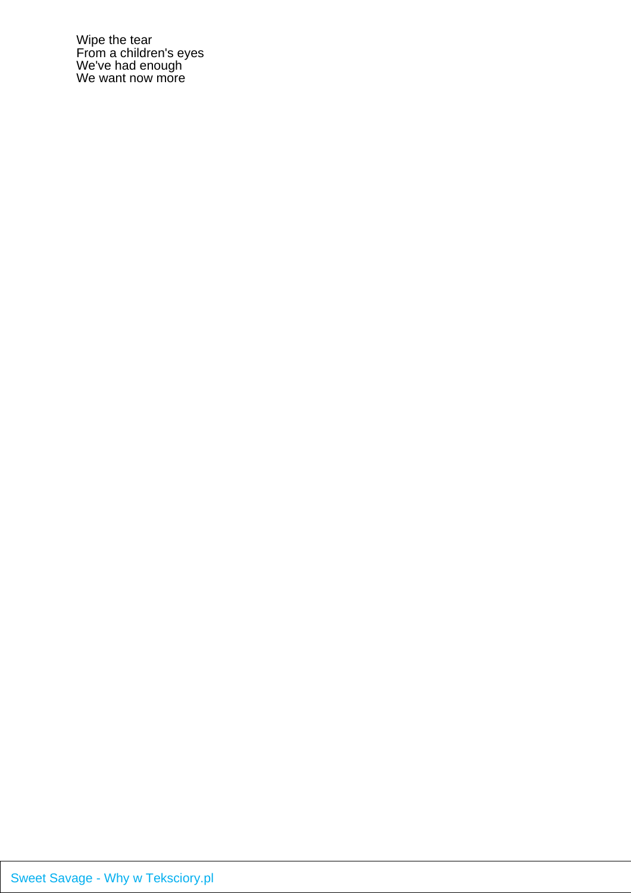Wipe the tear
From a children's eyes
We've had enough
We want now more